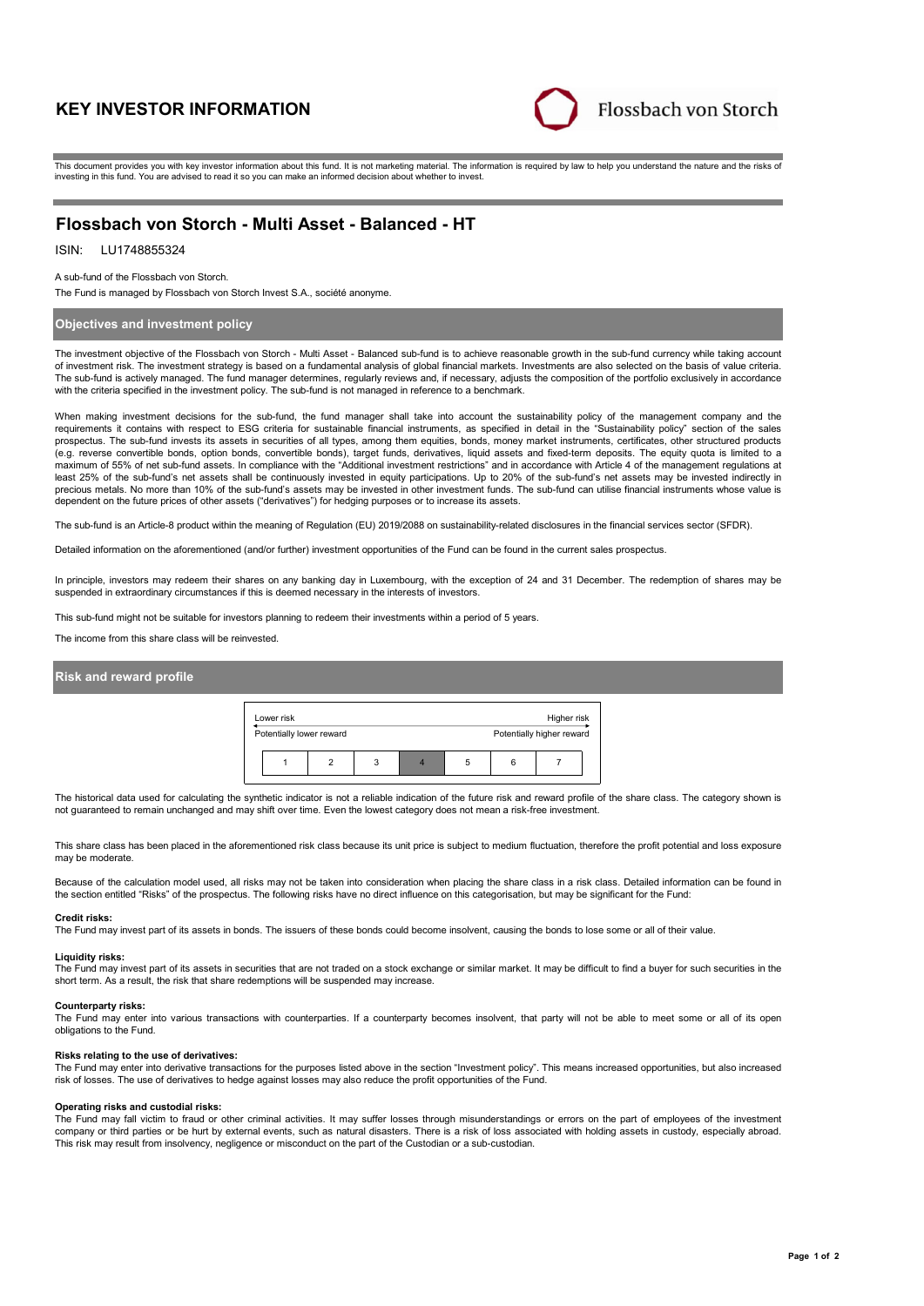# KEY INVESTOR INFORMATION

This document provides you with key investor information about this fund. It is not marketing material. The information is required by law to help you understand the nature and the risks of investing in this fund. You are advised to read it so you can make an informed decision about whether to invest.

## Flossbach von Storch - Multi Asset - Balanced - HT

ISIN: LU1748855324

A sub-fund of the Flossbach von Storch.

The Fund is managed by Flossbach von Storch Invest S.A., société anonyme.

### Objectives and investment policy

The investment objective of the Flossbach von Storch - Multi Asset - Balanced sub-fund is to achieve reasonable growth in the sub-fund currency while taking account of investment risk. The investment strategy is based on a fundamental analysis of global financial markets. Investments are also selected on the basis of value criteria. The sub-fund is actively managed. The fund manager determines, regularly reviews and, if necessary, adjusts the composition of the portfolio exclusively in accordance with the criteria specified in the investment policy. The sub-fund is not managed in reference to a benchmark.

When making investment decisions for the sub-fund, the fund manager shall take into account the sustainability policy of the management company and the requirements it contains with respect to ESG criteria for sustainable financial instruments, as specified in detail in the "Sustainability policy" section of the sales prospectus. The sub-fund invests its assets in securities of all types, among them equities, bonds, money market instruments, certificates, other structured products (e.g. reverse convertible bonds, option bonds, convertible bonds), target funds, derivatives, liquid assets and fixed-term deposits. The equity quota is limited to a maximum of 55% of net sub-fund assets. In compliance with the "Additional investment restrictions" and in accordance with Article 4 of the management regulations at least 25% of the sub-fund's net assets shall be continuously invested in equity participations. Up to 20% of the sub-fund's net assets may be invested indirectly in precious metals. No more than 10% of the sub-fund's assets may be invested in other investment funds. The sub-fund can utilise financial instruments whose value is dependent on the future prices of other assets ("derivatives") for hedging purposes or to increase its assets.

The sub-fund is an Article-8 product within the meaning of Regulation (EU) 2019/2088 on sustainability-related disclosures in the financial services sector (SFDR).

Detailed information on the aforementioned (and/or further) investment opportunities of the Fund can be found in the current sales prospectus.

In principle, investors may redeem their shares on any banking day in Luxembourg, with the exception of 24 and 31 December. The redemption of shares may be suspended in extraordinary circumstances if this is deemed necessary in the interests of investors.

This sub-fund might not be suitable for investors planning to redeem their investments within a period of 5 years.

The income from this share class will be reinvested.

### Risk and reward profile

| Lower risk | | | | | | Higher risk |
|---|---|---|---|---|---|---|
| Potentially lower reward | | | | | | Potentially higher reward |
| 1 | 2 | 3 | **4** | 5 | 6 | 7 |

The historical data used for calculating the synthetic indicator is not a reliable indication of the future risk and reward profile of the share class. The category shown is not guaranteed to remain unchanged and may shift over time. Even the lowest category does not mean a risk-free investment.

This share class has been placed in the aforementioned risk class because its unit price is subject to medium fluctuation, therefore the profit potential and loss exposure may be moderate.

Because of the calculation model used, all risks may not be taken into consideration when placing the share class in a risk class. Detailed information can be found in the section entitled "Risks" of the prospectus. The following risks have no direct influence on this categorisation, but may be significant for the Fund:

**Credit risks:**
The Fund may invest part of its assets in bonds. The issuers of these bonds could become insolvent, causing the bonds to lose some or all of their value.

**Liquidity risks:**
The Fund may invest part of its assets in securities that are not traded on a stock exchange or similar market. It may be difficult to find a buyer for such securities in the short term. As a result, the risk that share redemptions will be suspended may increase.

**Counterparty risks:**
The Fund may enter into various transactions with counterparties. If a counterparty becomes insolvent, that party will not be able to meet some or all of its open obligations to the Fund.

**Risks relating to the use of derivatives:**
The Fund may enter into derivative transactions for the purposes listed above in the section "Investment policy". This means increased opportunities, but also increased risk of losses. The use of derivatives to hedge against losses may also reduce the profit opportunities of the Fund.

**Operating risks and custodial risks:**
The Fund may fall victim to fraud or other criminal activities. It may suffer losses through misunderstandings or errors on the part of employees of the investment company or third parties or be hurt by external events, such as natural disasters. There is a risk of loss associated with holding assets in custody, especially abroad. This risk may result from insolvency, negligence or misconduct on the part of the Custodian or a sub-custodian.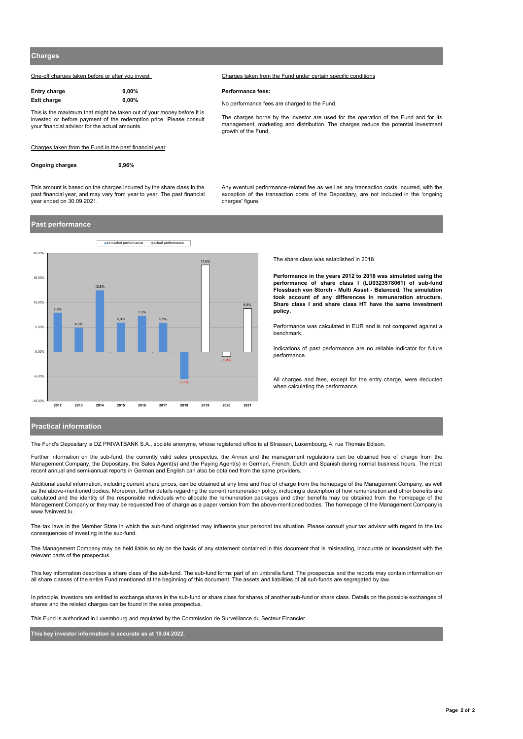## Charges

One-off charges taken before or after you invest

| | |
|---|---|
| **Entry charge** | **0,00%** |
| **Exit charge** | **0,00%** |

This is the maximum that might be taken out of your money before it is invested or before payment of the redemption price. Please consult your financial advisor for the actual amounts.

Charges taken from the Fund in the past financial year

| | |
|---|---|
| **Ongoing charges** | **0,96%** |

This amount is based on the charges incurred by the share class in the past financial year, and may vary from year to year. The past financial year ended on 30.09.2021.

Charges taken from the Fund under certain specific conditions

**Performance fees:**

No performance fees are charged to the Fund.

The charges borne by the investor are used for the operation of the Fund and for its management, marketing and distribution. The charges reduce the potential investment growth of the Fund.

Any eventual performance-related fee as well as any transaction costs incurred, with the exception of the transaction costs of the Depositary, are not included in the 'ongoing charges' figure.

## Past performance

simulated performance
actual performance

20,00%
15,00%
10,00%
5,00%
0,00%
-5,00%
-10,00%

2012: 7,9%
2013: 4,9%
2014: 12,5%
2015: 5,9%
2016: 7,3%
2017: 5,9%
2018: -5,5%
2019: 17,6%
2020: -1,0%
2021: 8,8%

The share class was established in 2018.

**Performance in the years 2012 to 2018 was simulated using the performance of share class I (LU0323578061) of sub-fund Flossbach von Storch - Multi Asset - Balanced. The simulation took account of any differences in remuneration structure. Share class I and share class HT have the same investment policy.**

Performance was calculated in EUR and is not compared against a benchmark.

Indications of past performance are no reliable indicator for future performance.

All charges and fees, except for the entry charge, were deducted when calculating the performance.

## Practical information

The Fund's Depositary is DZ PRIVATBANK S.A., société anonyme, whose registered office is at Strassen, Luxembourg, 4, rue Thomas Edison.

Further information on the sub-fund, the currently valid sales prospectus, the Annex and the management regulations can be obtained free of charge from the Management Company, the Depositary, the Sales Agent(s) and the Paying Agent(s) in German, French, Dutch and Spanish during normal business hours. The most recent annual and semi-annual reports in German and English can also be obtained from the same providers.

Additional useful information, including current share prices, can be obtained at any time and free of charge from the homepage of the Management Company, as well as the above-mentioned bodies. Moreover, further details regarding the current remuneration policy, including a description of how remuneration and other benefits are calculated and the identity of the responsible individuals who allocate the remuneration packages and other benefits may be obtained from the homepage of the Management Company or they may be requested free of charge as a paper version from the above-mentioned bodies. The homepage of the Management Company is www.fvsinvest.lu.

The tax laws in the Member State in which the sub-fund originated may influence your personal tax situation. Please consult your tax advisor with regard to the tax consequences of investing in the sub-fund.

The Management Company may be held liable solely on the basis of any statement contained in this document that is misleading, inaccurate or inconsistent with the relevant parts of the prospectus.

This key information describes a share class of the sub-fund. The sub-fund forms part of an umbrella fund. The prospectus and the reports may contain information on all share classes of the entire Fund mentioned at the beginning of this document. The assets and liabilities of all sub-funds are segregated by law.

In principle, investors are entitled to exchange shares in the sub-fund or share class for shares of another sub-fund or share class. Details on the possible exchanges of shares and the related charges can be found in the sales prospectus.

This Fund is authorised in Luxembourg and regulated by the Commission de Surveillance du Secteur Financier.

**This key investor information is accurate as at 19.04.2022.**